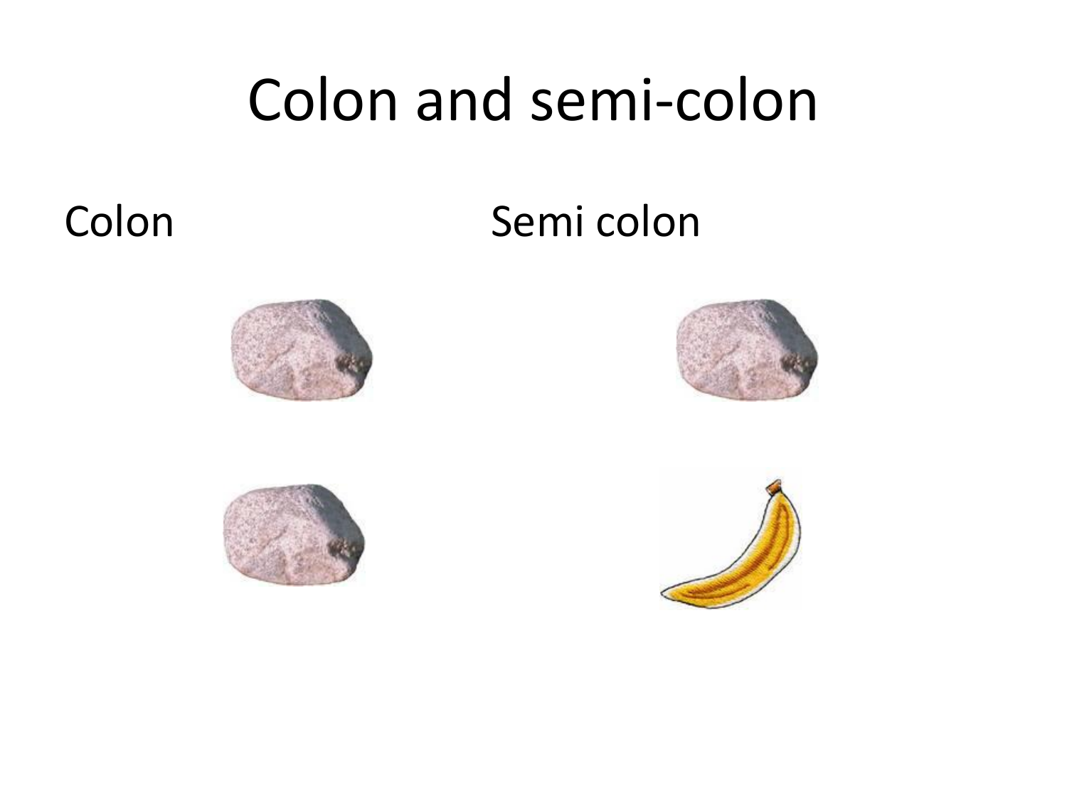# Colon and semi-colon

Colon

Semi colon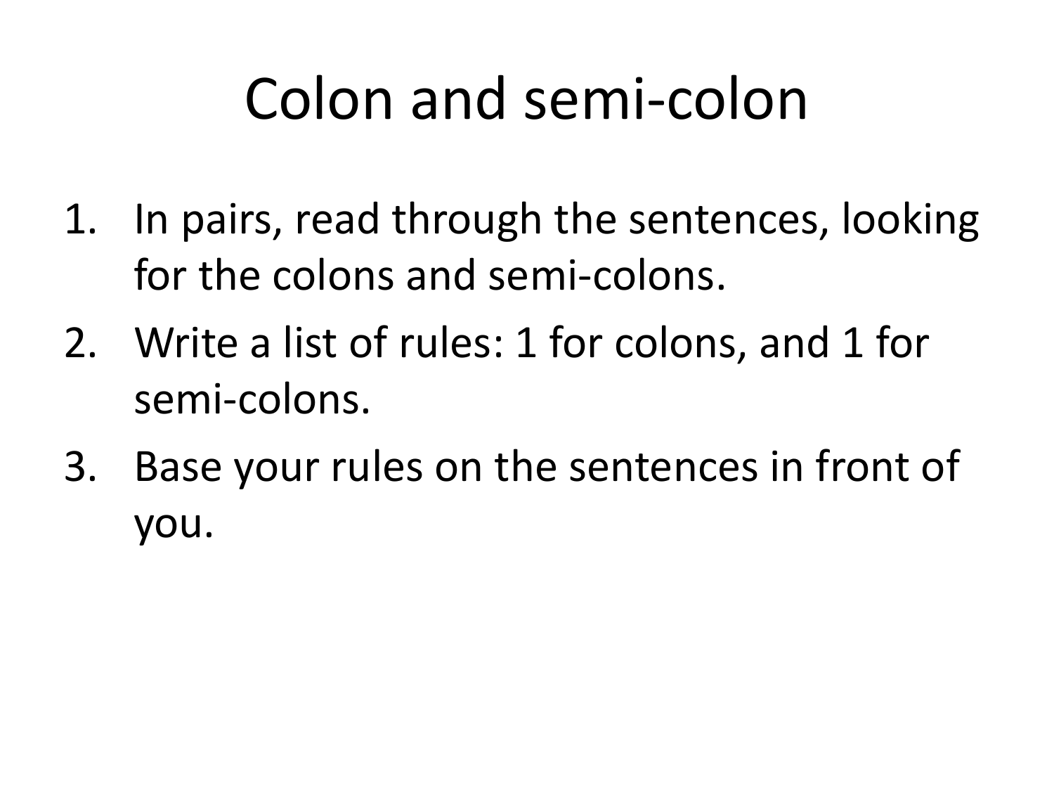# Colon and semi-colon

1. In pairs, read through the sentences, looking for the colons and semi-colons.
2. Write a list of rules: 1 for colons, and 1 for semi-colons.
3. Base your rules on the sentences in front of you.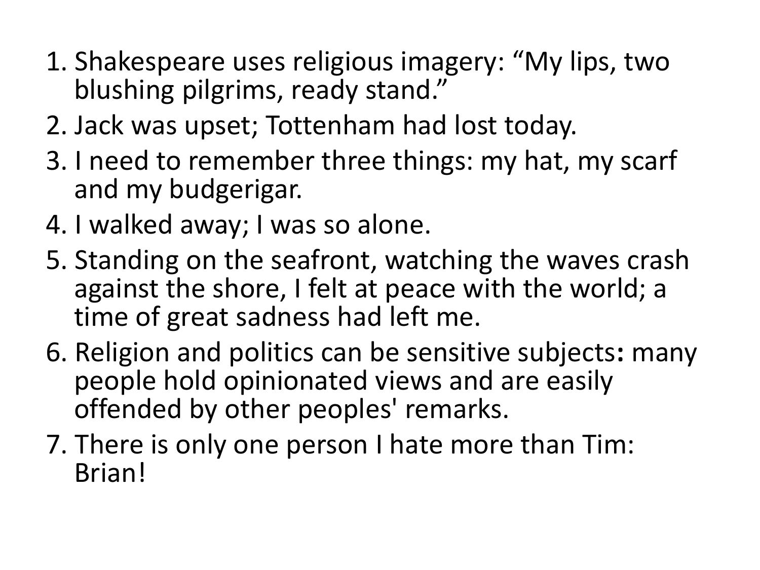1. Shakespeare uses religious imagery: “My lips, two blushing pilgrims, ready stand.”
2. Jack was upset; Tottenham had lost today.
3. I need to remember three things: my hat, my scarf and my budgerigar.
4. I walked away; I was so alone.
5. Standing on the seafront, watching the waves crash against the shore, I felt at peace with the world; a time of great sadness had left me.
6. Religion and politics can be sensitive subjects**:** many people hold opinionated views and are easily offended by other peoples' remarks.
7. There is only one person I hate more than Tim: Brian!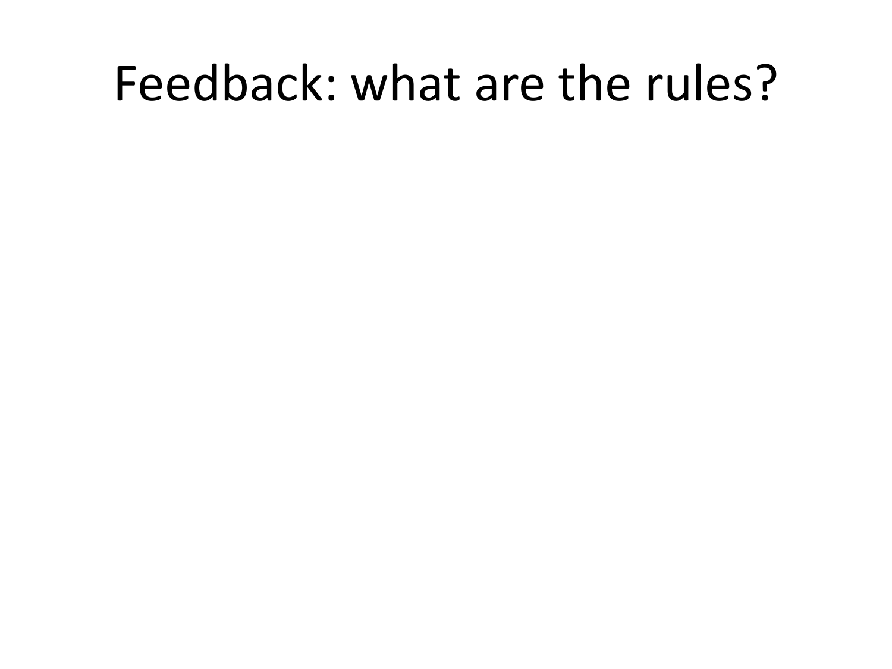# Feedback: what are the rules?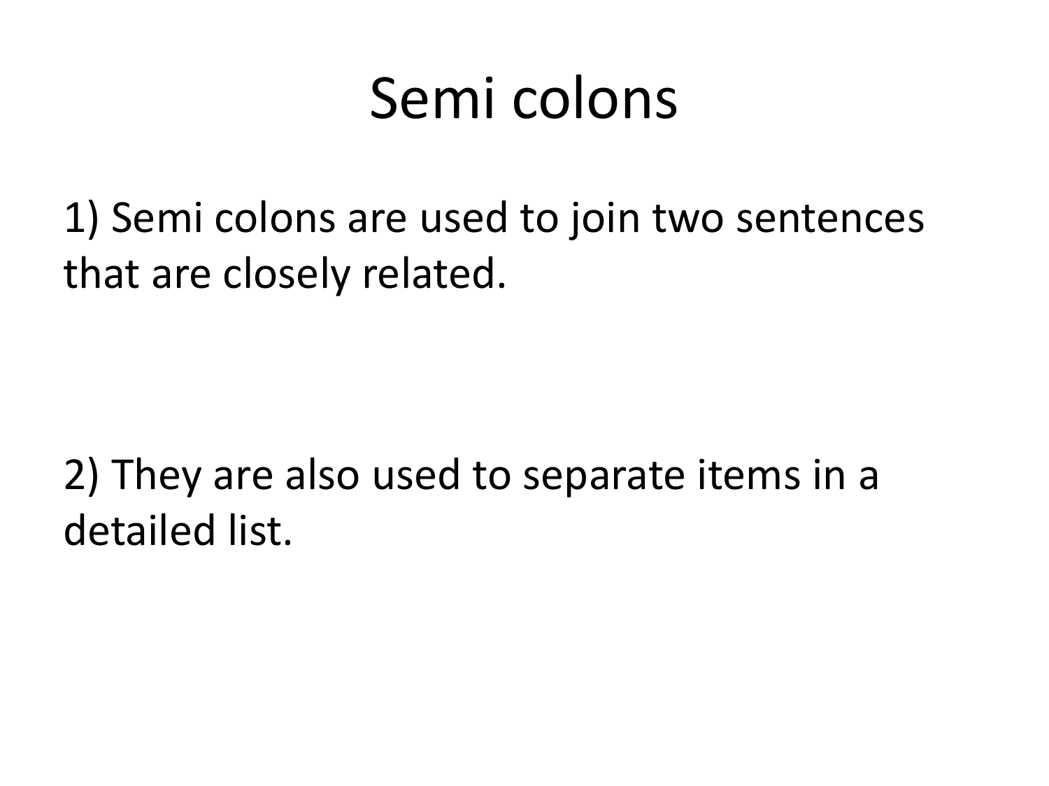# Semi colons

1) Semi colons are used to join two sentences that are closely related.

2) They are also used to separate items in a detailed list.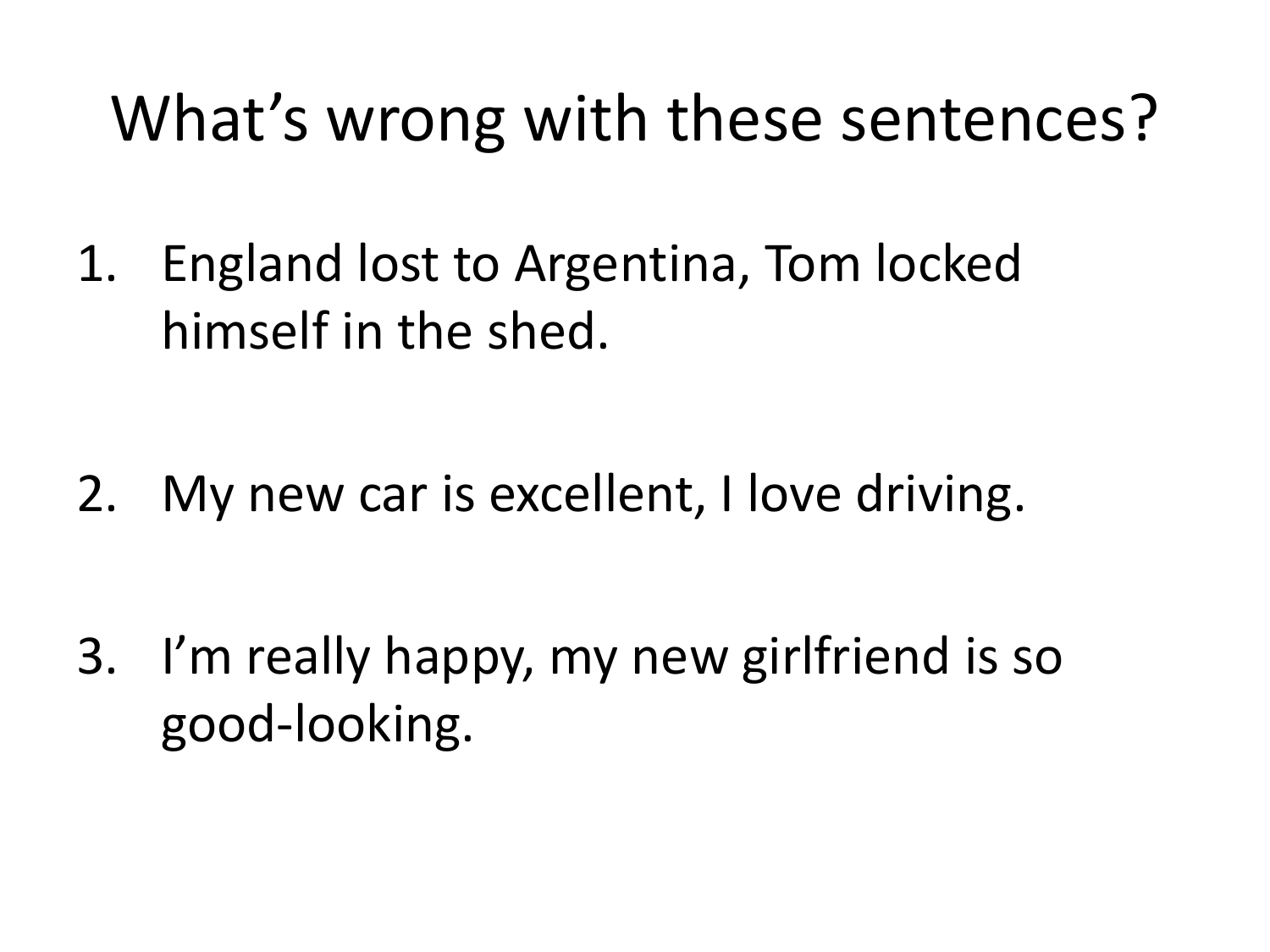# What’s wrong with these sentences?

1. England lost to Argentina, Tom locked himself in the shed.

2. My new car is excellent, I love driving.

3. I’m really happy, my new girlfriend is so good-looking.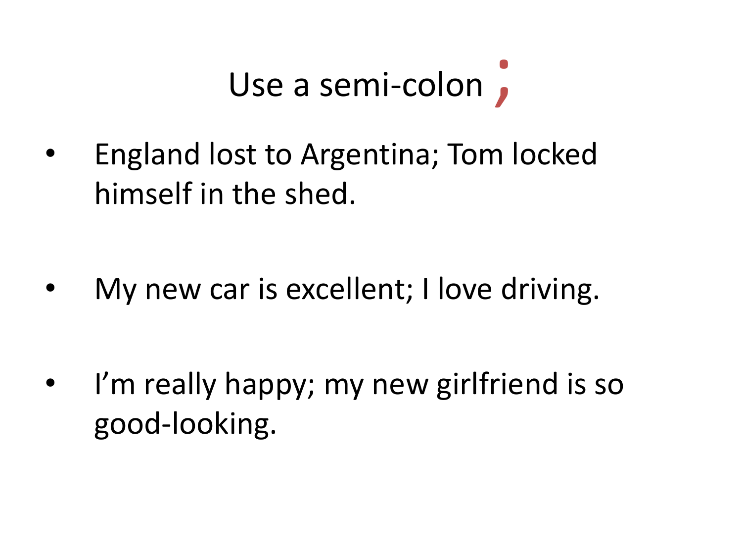# Use a semi-colon ;

- England lost to Argentina; Tom locked himself in the shed.
- My new car is excellent; I love driving.
- I'm really happy; my new girlfriend is so good-looking.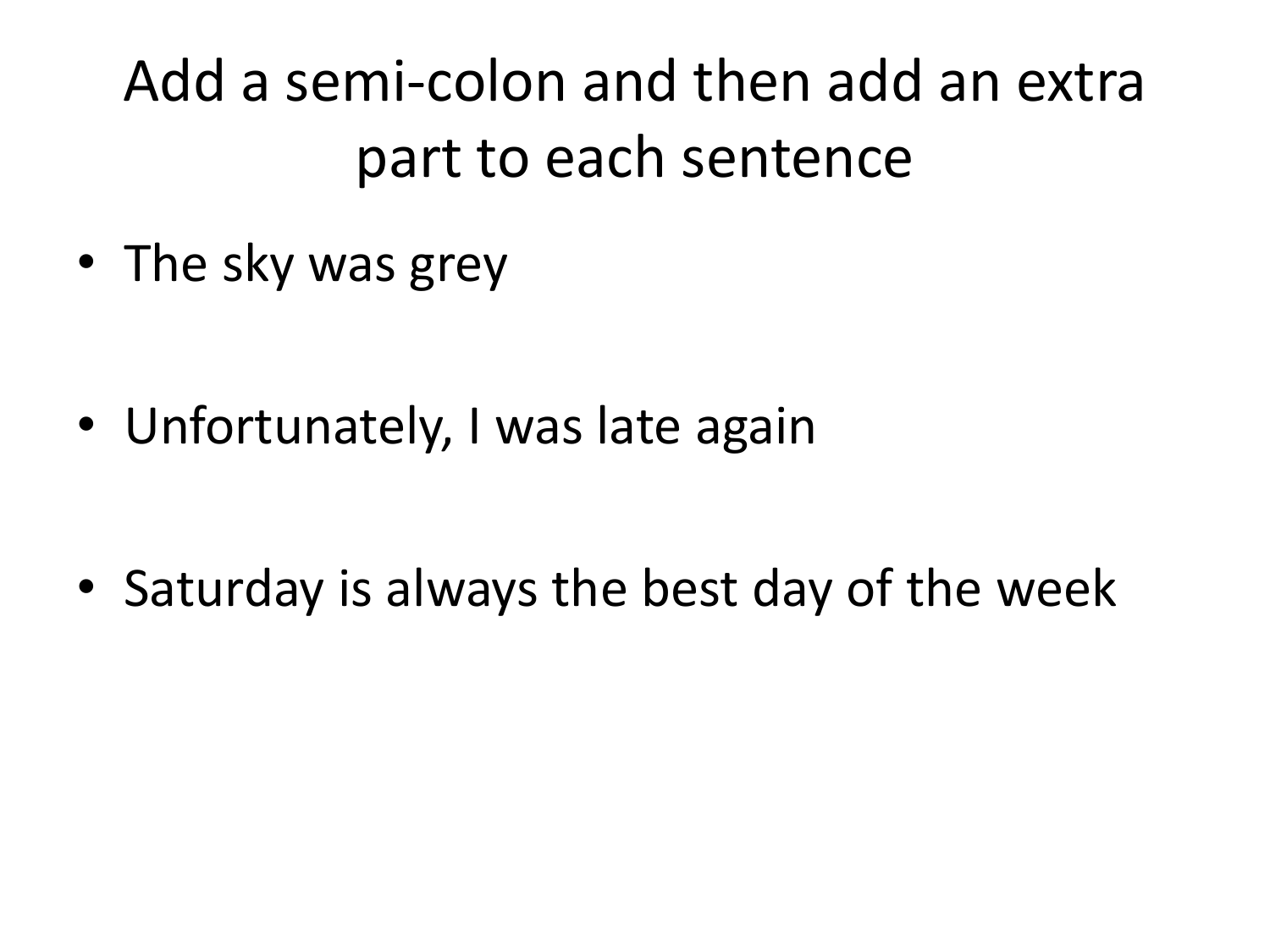# Add a semi-colon and then add an extra part to each sentence

- The sky was grey
- Unfortunately, I was late again
- Saturday is always the best day of the week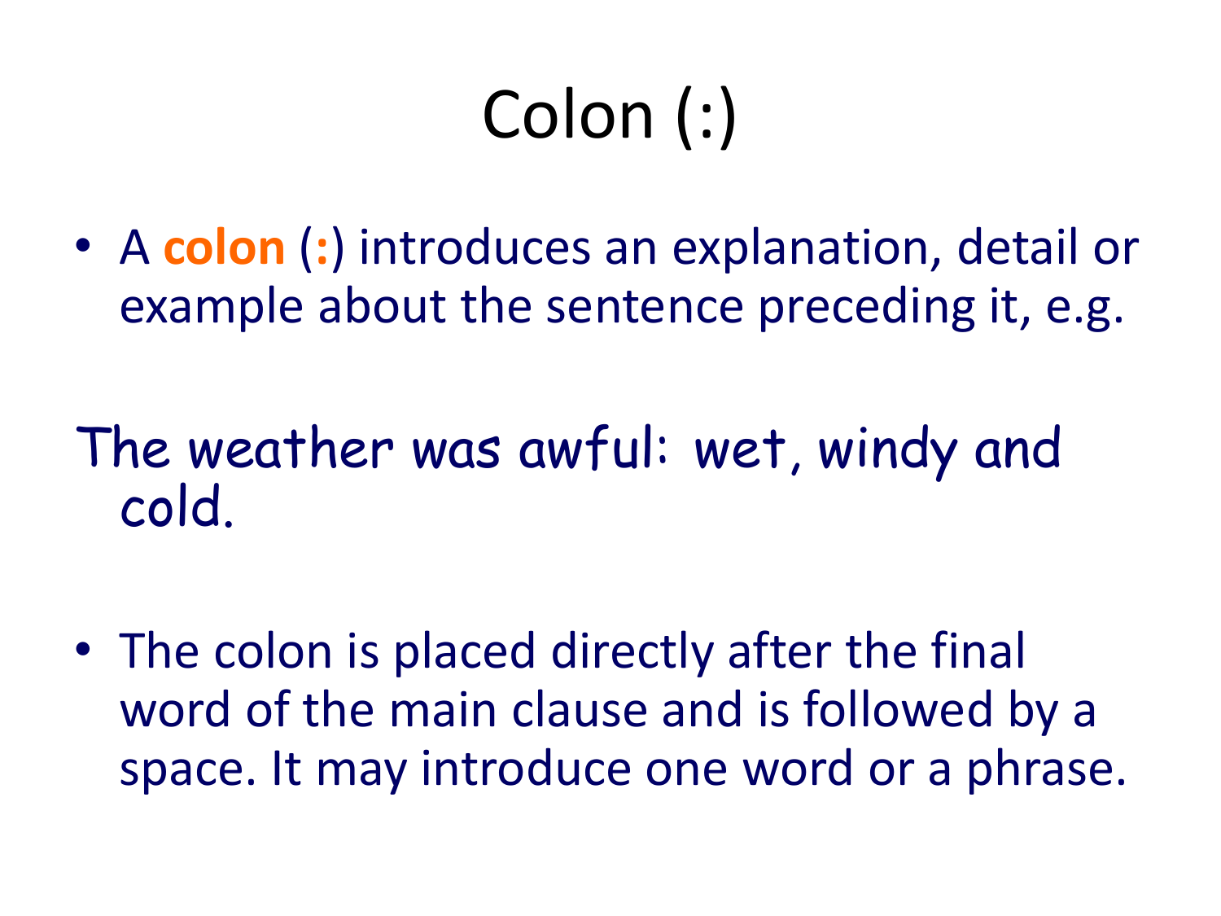# Colon (:)

- A **colon** (**:**) introduces an explanation, detail or example about the sentence preceding it, e.g.

The weather was awful: wet, windy and cold.

- The colon is placed directly after the final word of the main clause and is followed by a space. It may introduce one word or a phrase.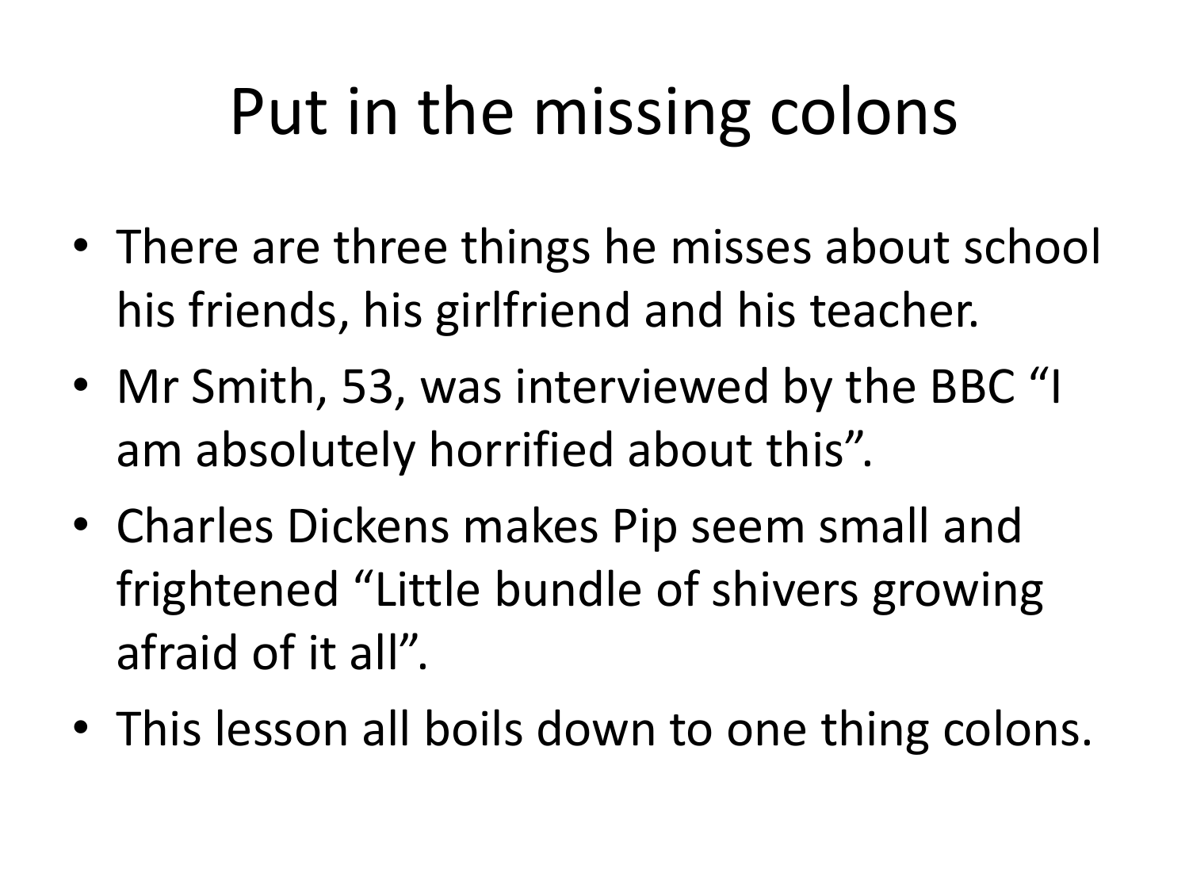# Put in the missing colons

- There are three things he misses about school his friends, his girlfriend and his teacher.
- Mr Smith, 53, was interviewed by the BBC "I am absolutely horrified about this".
- Charles Dickens makes Pip seem small and frightened "Little bundle of shivers growing afraid of it all".
- This lesson all boils down to one thing colons.